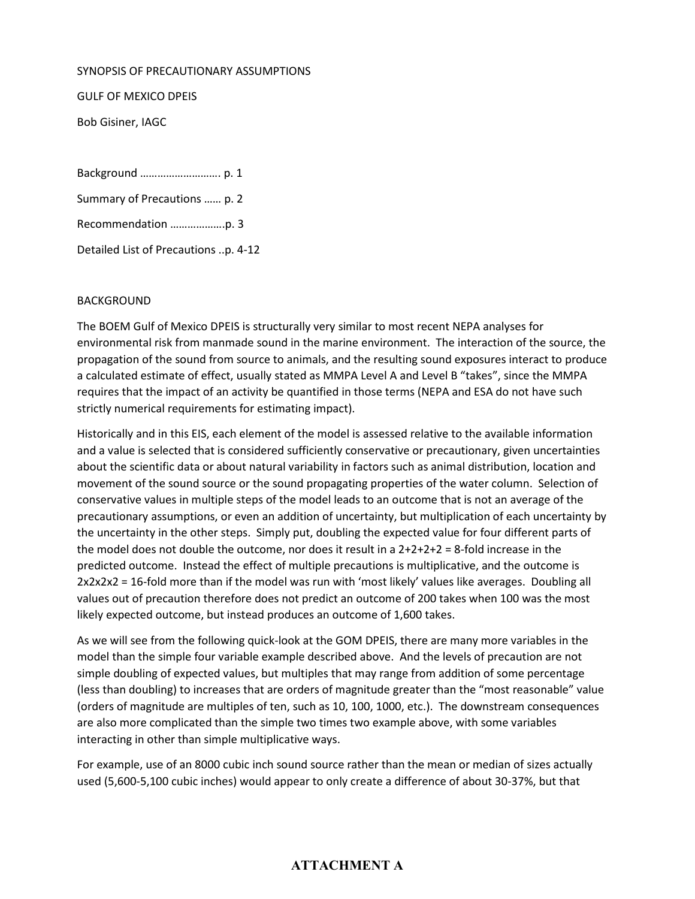SYNOPSIS OF PRECAUTIONARY ASSUMPTIONS

GULF OF MEXICO DPEIS

Bob Gisiner, IAGC

Background ………………………. p. 1

Summary of Precautions …… p. 2

Recommendation ………………p. 3

Detailed List of Precautions ..p. 4-12

## BACKGROUND

The BOEM Gulf of Mexico DPEIS is structurally very similar to most recent NEPA analyses for environmental risk from manmade sound in the marine environment. The interaction of the source, the propagation of the sound from source to animals, and the resulting sound exposures interact to produce a calculated estimate of effect, usually stated as MMPA Level A and Level B "takes", since the MMPA requires that the impact of an activity be quantified in those terms (NEPA and ESA do not have such strictly numerical requirements for estimating impact).

Historically and in this EIS, each element of the model is assessed relative to the available information and a value is selected that is considered sufficiently conservative or precautionary, given uncertainties about the scientific data or about natural variability in factors such as animal distribution, location and movement of the sound source or the sound propagating properties of the water column. Selection of conservative values in multiple steps of the model leads to an outcome that is not an average of the precautionary assumptions, or even an addition of uncertainty, but multiplication of each uncertainty by the uncertainty in the other steps. Simply put, doubling the expected value for four different parts of the model does not double the outcome, nor does it result in a 2+2+2+2 = 8-fold increase in the predicted outcome. Instead the effect of multiple precautions is multiplicative, and the outcome is 2x2x2x2 = 16-fold more than if the model was run with 'most likely' values like averages. Doubling all values out of precaution therefore does not predict an outcome of 200 takes when 100 was the most likely expected outcome, but instead produces an outcome of 1,600 takes.

As we will see from the following quick-look at the GOM DPEIS, there are many more variables in the model than the simple four variable example described above. And the levels of precaution are not simple doubling of expected values, but multiples that may range from addition of some percentage (less than doubling) to increases that are orders of magnitude greater than the "most reasonable" value (orders of magnitude are multiples of ten, such as 10, 100, 1000, etc.). The downstream consequences are also more complicated than the simple two times two example above, with some variables interacting in other than simple multiplicative ways.

For example, use of an 8000 cubic inch sound source rather than the mean or median of sizes actually used (5,600-5,100 cubic inches) would appear to only create a difference of about 30-37%, but that

**ATTACHMENT A**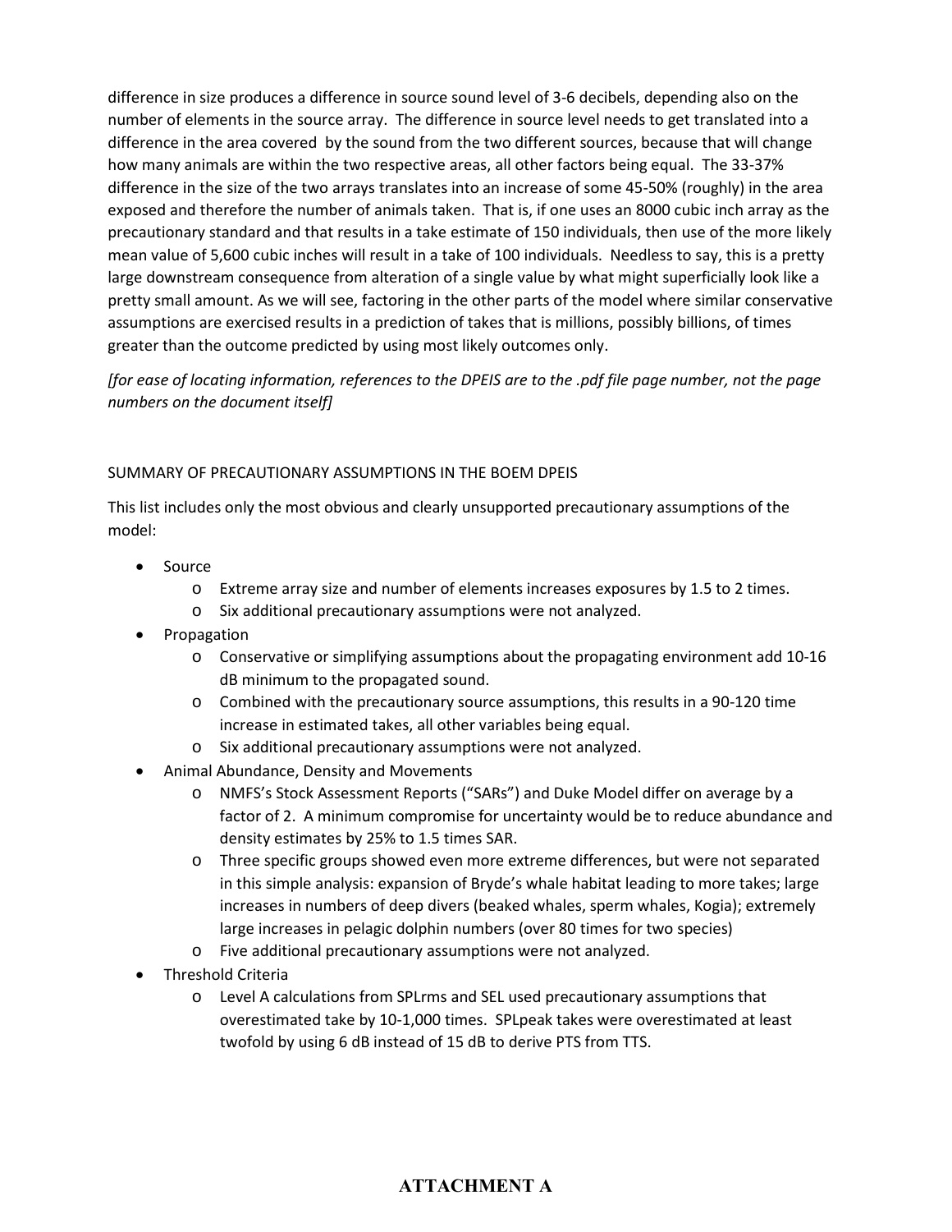difference in size produces a difference in source sound level of 3-6 decibels, depending also on the number of elements in the source array. The difference in source level needs to get translated into a difference in the area covered by the sound from the two different sources, because that will change how many animals are within the two respective areas, all other factors being equal. The 33-37% difference in the size of the two arrays translates into an increase of some 45-50% (roughly) in the area exposed and therefore the number of animals taken. That is, if one uses an 8000 cubic inch array as the precautionary standard and that results in a take estimate of 150 individuals, then use of the more likely mean value of 5,600 cubic inches will result in a take of 100 individuals. Needless to say, this is a pretty large downstream consequence from alteration of a single value by what might superficially look like a pretty small amount. As we will see, factoring in the other parts of the model where similar conservative assumptions are exercised results in a prediction of takes that is millions, possibly billions, of times greater than the outcome predicted by using most likely outcomes only.

*[for ease of locating information, references to the DPEIS are to the .pdf file page number, not the page numbers on the document itself]*

SUMMARY OF PRECAUTIONARY ASSUMPTIONS IN THE BOEM DPEIS

This list includes only the most obvious and clearly unsupported precautionary assumptions of the model:

- Source
  - Extreme array size and number of elements increases exposures by 1.5 to 2 times.
  - Six additional precautionary assumptions were not analyzed.
- Propagation
  - Conservative or simplifying assumptions about the propagating environment add 10-16 dB minimum to the propagated sound.
  - Combined with the precautionary source assumptions, this results in a 90-120 time increase in estimated takes, all other variables being equal.
  - Six additional precautionary assumptions were not analyzed.
- Animal Abundance, Density and Movements
  - NMFS's Stock Assessment Reports ("SARs") and Duke Model differ on average by a factor of 2. A minimum compromise for uncertainty would be to reduce abundance and density estimates by 25% to 1.5 times SAR.
  - Three specific groups showed even more extreme differences, but were not separated in this simple analysis: expansion of Bryde's whale habitat leading to more takes; large increases in numbers of deep divers (beaked whales, sperm whales, Kogia); extremely large increases in pelagic dolphin numbers (over 80 times for two species)
  - Five additional precautionary assumptions were not analyzed.
- Threshold Criteria
  - Level A calculations from SPLrms and SEL used precautionary assumptions that overestimated take by 10-1,000 times. SPLpeak takes were overestimated at least twofold by using 6 dB instead of 15 dB to derive PTS from TTS.

**ATTACHMENT A**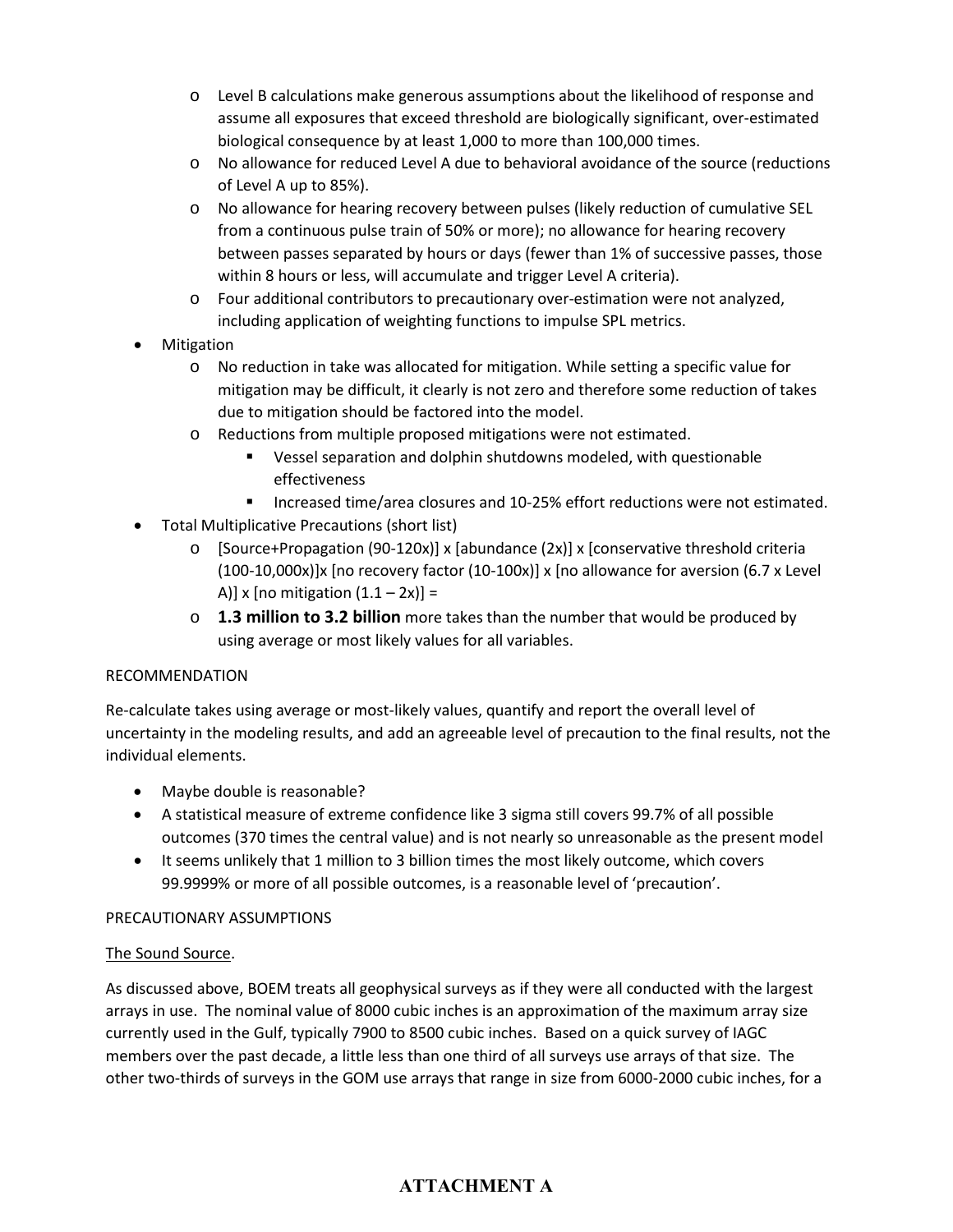- Level B calculations make generous assumptions about the likelihood of response and assume all exposures that exceed threshold are biologically significant, over-estimated biological consequence by at least 1,000 to more than 100,000 times.
  - No allowance for reduced Level A due to behavioral avoidance of the source (reductions of Level A up to 85%).
  - No allowance for hearing recovery between pulses (likely reduction of cumulative SEL from a continuous pulse train of 50% or more); no allowance for hearing recovery between passes separated by hours or days (fewer than 1% of successive passes, those within 8 hours or less, will accumulate and trigger Level A criteria).
  - Four additional contributors to precautionary over-estimation were not analyzed, including application of weighting functions to impulse SPL metrics.
- Mitigation
  - No reduction in take was allocated for mitigation. While setting a specific value for mitigation may be difficult, it clearly is not zero and therefore some reduction of takes due to mitigation should be factored into the model.
  - Reductions from multiple proposed mitigations were not estimated.
    - Vessel separation and dolphin shutdowns modeled, with questionable effectiveness
    - Increased time/area closures and 10-25% effort reductions were not estimated.
- Total Multiplicative Precautions (short list)
  - [Source+Propagation (90-120x)] x [abundance (2x)] x [conservative threshold criteria (100-10,000x)]x [no recovery factor (10-100x)] x [no allowance for aversion (6.7 x Level A)] x [no mitigation (1.1 – 2x)] =
  - **1.3 million to 3.2 billion** more takes than the number that would be produced by using average or most likely values for all variables.

RECOMMENDATION

Re-calculate takes using average or most-likely values, quantify and report the overall level of uncertainty in the modeling results, and add an agreeable level of precaution to the final results, not the individual elements.

- Maybe double is reasonable?
- A statistical measure of extreme confidence like 3 sigma still covers 99.7% of all possible outcomes (370 times the central value) and is not nearly so unreasonable as the present model
- It seems unlikely that 1 million to 3 billion times the most likely outcome, which covers 99.9999% or more of all possible outcomes, is a reasonable level of 'precaution'.

PRECAUTIONARY ASSUMPTIONS

The Sound Source.

As discussed above, BOEM treats all geophysical surveys as if they were all conducted with the largest arrays in use. The nominal value of 8000 cubic inches is an approximation of the maximum array size currently used in the Gulf, typically 7900 to 8500 cubic inches. Based on a quick survey of IAGC members over the past decade, a little less than one third of all surveys use arrays of that size. The other two-thirds of surveys in the GOM use arrays that range in size from 6000-2000 cubic inches, for a

**ATTACHMENT A**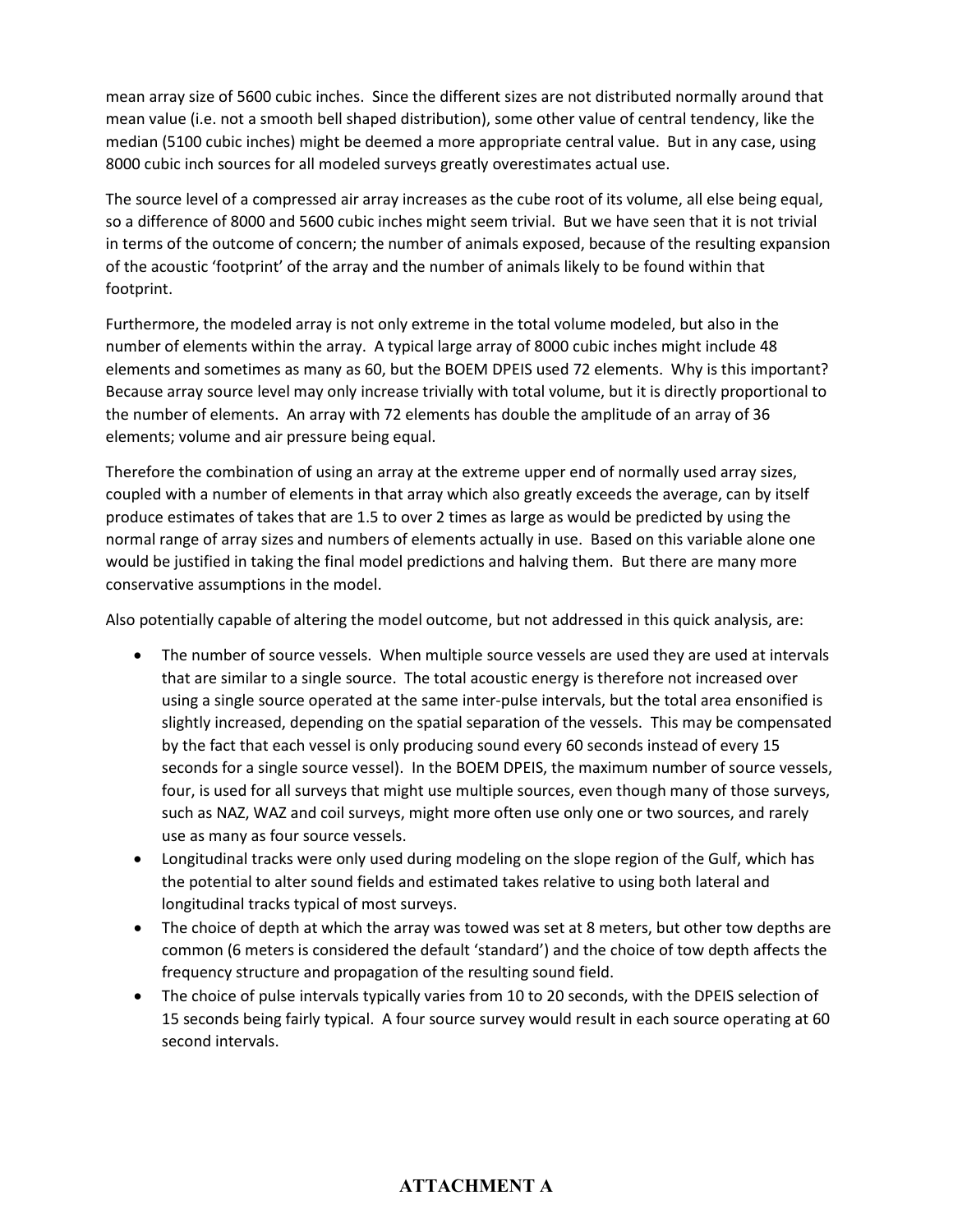mean array size of 5600 cubic inches. Since the different sizes are not distributed normally around that mean value (i.e. not a smooth bell shaped distribution), some other value of central tendency, like the median (5100 cubic inches) might be deemed a more appropriate central value. But in any case, using 8000 cubic inch sources for all modeled surveys greatly overestimates actual use.

The source level of a compressed air array increases as the cube root of its volume, all else being equal, so a difference of 8000 and 5600 cubic inches might seem trivial. But we have seen that it is not trivial in terms of the outcome of concern; the number of animals exposed, because of the resulting expansion of the acoustic 'footprint' of the array and the number of animals likely to be found within that footprint.

Furthermore, the modeled array is not only extreme in the total volume modeled, but also in the number of elements within the array. A typical large array of 8000 cubic inches might include 48 elements and sometimes as many as 60, but the BOEM DPEIS used 72 elements. Why is this important? Because array source level may only increase trivially with total volume, but it is directly proportional to the number of elements. An array with 72 elements has double the amplitude of an array of 36 elements; volume and air pressure being equal.

Therefore the combination of using an array at the extreme upper end of normally used array sizes, coupled with a number of elements in that array which also greatly exceeds the average, can by itself produce estimates of takes that are 1.5 to over 2 times as large as would be predicted by using the normal range of array sizes and numbers of elements actually in use. Based on this variable alone one would be justified in taking the final model predictions and halving them. But there are many more conservative assumptions in the model.

Also potentially capable of altering the model outcome, but not addressed in this quick analysis, are:

- The number of source vessels. When multiple source vessels are used they are used at intervals that are similar to a single source. The total acoustic energy is therefore not increased over using a single source operated at the same inter-pulse intervals, but the total area ensonified is slightly increased, depending on the spatial separation of the vessels. This may be compensated by the fact that each vessel is only producing sound every 60 seconds instead of every 15 seconds for a single source vessel). In the BOEM DPEIS, the maximum number of source vessels, four, is used for all surveys that might use multiple sources, even though many of those surveys, such as NAZ, WAZ and coil surveys, might more often use only one or two sources, and rarely use as many as four source vessels.
- Longitudinal tracks were only used during modeling on the slope region of the Gulf, which has the potential to alter sound fields and estimated takes relative to using both lateral and longitudinal tracks typical of most surveys.
- The choice of depth at which the array was towed was set at 8 meters, but other tow depths are common (6 meters is considered the default 'standard') and the choice of tow depth affects the frequency structure and propagation of the resulting sound field.
- The choice of pulse intervals typically varies from 10 to 20 seconds, with the DPEIS selection of 15 seconds being fairly typical. A four source survey would result in each source operating at 60 second intervals.

**ATTACHMENT A**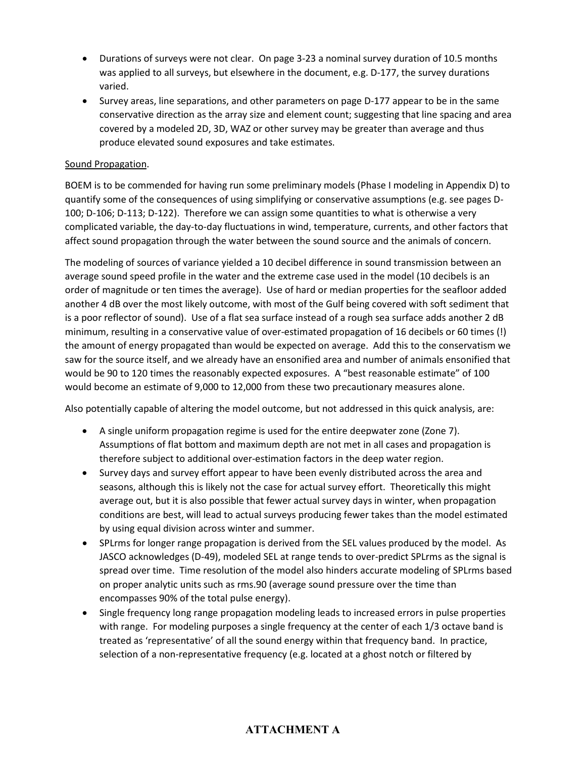- Durations of surveys were not clear. On page 3-23 a nominal survey duration of 10.5 months was applied to all surveys, but elsewhere in the document, e.g. D-177, the survey durations varied.
- Survey areas, line separations, and other parameters on page D-177 appear to be in the same conservative direction as the array size and element count; suggesting that line spacing and area covered by a modeled 2D, 3D, WAZ or other survey may be greater than average and thus produce elevated sound exposures and take estimates.

Sound Propagation.

BOEM is to be commended for having run some preliminary models (Phase I modeling in Appendix D) to quantify some of the consequences of using simplifying or conservative assumptions (e.g. see pages D-100; D-106; D-113; D-122). Therefore we can assign some quantities to what is otherwise a very complicated variable, the day-to-day fluctuations in wind, temperature, currents, and other factors that affect sound propagation through the water between the sound source and the animals of concern.

The modeling of sources of variance yielded a 10 decibel difference in sound transmission between an average sound speed profile in the water and the extreme case used in the model (10 decibels is an order of magnitude or ten times the average). Use of hard or median properties for the seafloor added another 4 dB over the most likely outcome, with most of the Gulf being covered with soft sediment that is a poor reflector of sound). Use of a flat sea surface instead of a rough sea surface adds another 2 dB minimum, resulting in a conservative value of over-estimated propagation of 16 decibels or 60 times (!) the amount of energy propagated than would be expected on average. Add this to the conservatism we saw for the source itself, and we already have an ensonified area and number of animals ensonified that would be 90 to 120 times the reasonably expected exposures. A "best reasonable estimate" of 100 would become an estimate of 9,000 to 12,000 from these two precautionary measures alone.

Also potentially capable of altering the model outcome, but not addressed in this quick analysis, are:

- A single uniform propagation regime is used for the entire deepwater zone (Zone 7). Assumptions of flat bottom and maximum depth are not met in all cases and propagation is therefore subject to additional over-estimation factors in the deep water region.
- Survey days and survey effort appear to have been evenly distributed across the area and seasons, although this is likely not the case for actual survey effort. Theoretically this might average out, but it is also possible that fewer actual survey days in winter, when propagation conditions are best, will lead to actual surveys producing fewer takes than the model estimated by using equal division across winter and summer.
- SPLrms for longer range propagation is derived from the SEL values produced by the model. As JASCO acknowledges (D-49), modeled SEL at range tends to over-predict SPLrms as the signal is spread over time. Time resolution of the model also hinders accurate modeling of SPLrms based on proper analytic units such as rms.90 (average sound pressure over the time than encompasses 90% of the total pulse energy).
- Single frequency long range propagation modeling leads to increased errors in pulse properties with range. For modeling purposes a single frequency at the center of each 1/3 octave band is treated as 'representative' of all the sound energy within that frequency band. In practice, selection of a non-representative frequency (e.g. located at a ghost notch or filtered by

**ATTACHMENT A**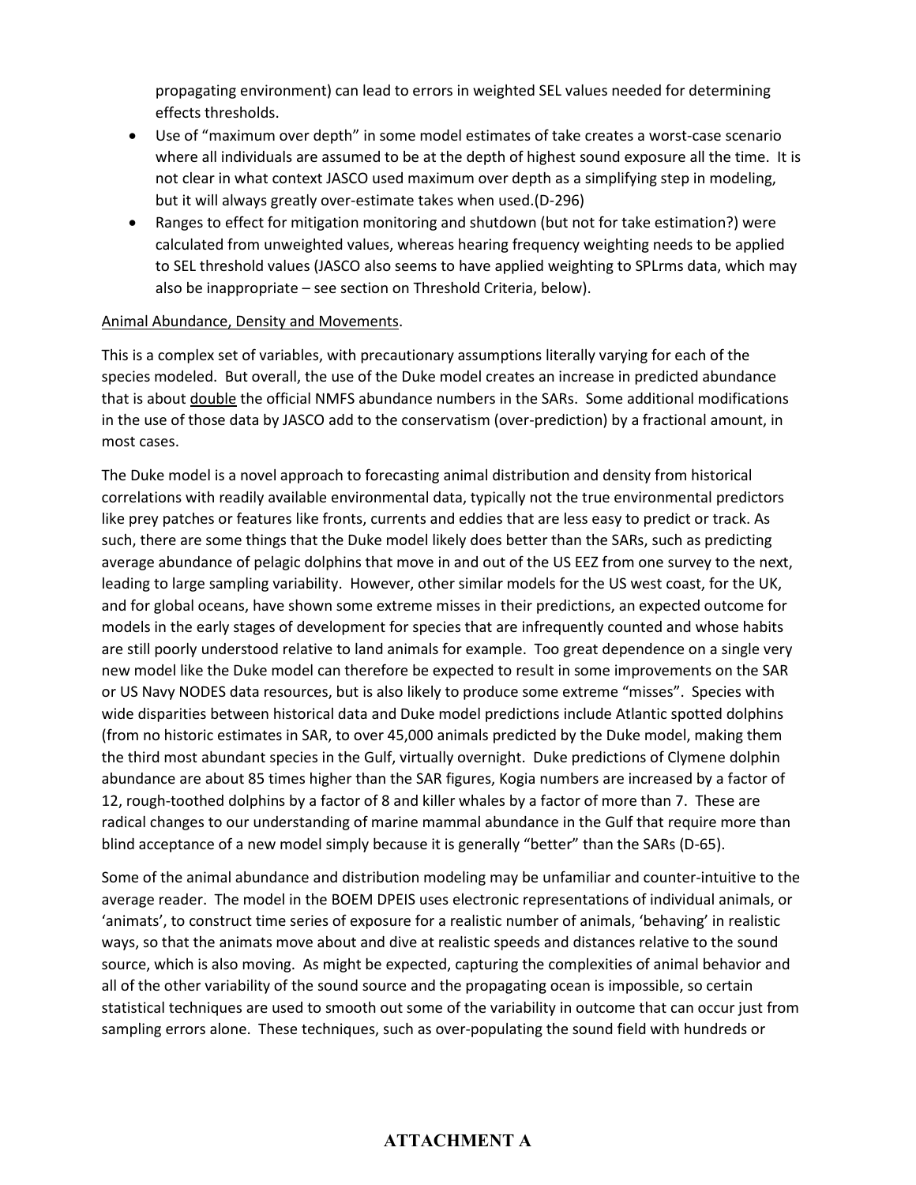propagating environment) can lead to errors in weighted SEL values needed for determining effects thresholds.

- Use of "maximum over depth" in some model estimates of take creates a worst-case scenario where all individuals are assumed to be at the depth of highest sound exposure all the time. It is not clear in what context JASCO used maximum over depth as a simplifying step in modeling, but it will always greatly over-estimate takes when used.(D-296)
- Ranges to effect for mitigation monitoring and shutdown (but not for take estimation?) were calculated from unweighted values, whereas hearing frequency weighting needs to be applied to SEL threshold values (JASCO also seems to have applied weighting to SPLrms data, which may also be inappropriate – see section on Threshold Criteria, below).

Animal Abundance, Density and Movements.

This is a complex set of variables, with precautionary assumptions literally varying for each of the species modeled. But overall, the use of the Duke model creates an increase in predicted abundance that is about double the official NMFS abundance numbers in the SARs. Some additional modifications in the use of those data by JASCO add to the conservatism (over-prediction) by a fractional amount, in most cases.

The Duke model is a novel approach to forecasting animal distribution and density from historical correlations with readily available environmental data, typically not the true environmental predictors like prey patches or features like fronts, currents and eddies that are less easy to predict or track. As such, there are some things that the Duke model likely does better than the SARs, such as predicting average abundance of pelagic dolphins that move in and out of the US EEZ from one survey to the next, leading to large sampling variability. However, other similar models for the US west coast, for the UK, and for global oceans, have shown some extreme misses in their predictions, an expected outcome for models in the early stages of development for species that are infrequently counted and whose habits are still poorly understood relative to land animals for example. Too great dependence on a single very new model like the Duke model can therefore be expected to result in some improvements on the SAR or US Navy NODES data resources, but is also likely to produce some extreme "misses". Species with wide disparities between historical data and Duke model predictions include Atlantic spotted dolphins (from no historic estimates in SAR, to over 45,000 animals predicted by the Duke model, making them the third most abundant species in the Gulf, virtually overnight. Duke predictions of Clymene dolphin abundance are about 85 times higher than the SAR figures, Kogia numbers are increased by a factor of 12, rough-toothed dolphins by a factor of 8 and killer whales by a factor of more than 7. These are radical changes to our understanding of marine mammal abundance in the Gulf that require more than blind acceptance of a new model simply because it is generally "better" than the SARs (D-65).

Some of the animal abundance and distribution modeling may be unfamiliar and counter-intuitive to the average reader. The model in the BOEM DPEIS uses electronic representations of individual animals, or 'animats', to construct time series of exposure for a realistic number of animals, 'behaving' in realistic ways, so that the animats move about and dive at realistic speeds and distances relative to the sound source, which is also moving. As might be expected, capturing the complexities of animal behavior and all of the other variability of the sound source and the propagating ocean is impossible, so certain statistical techniques are used to smooth out some of the variability in outcome that can occur just from sampling errors alone. These techniques, such as over-populating the sound field with hundreds or

**ATTACHMENT A**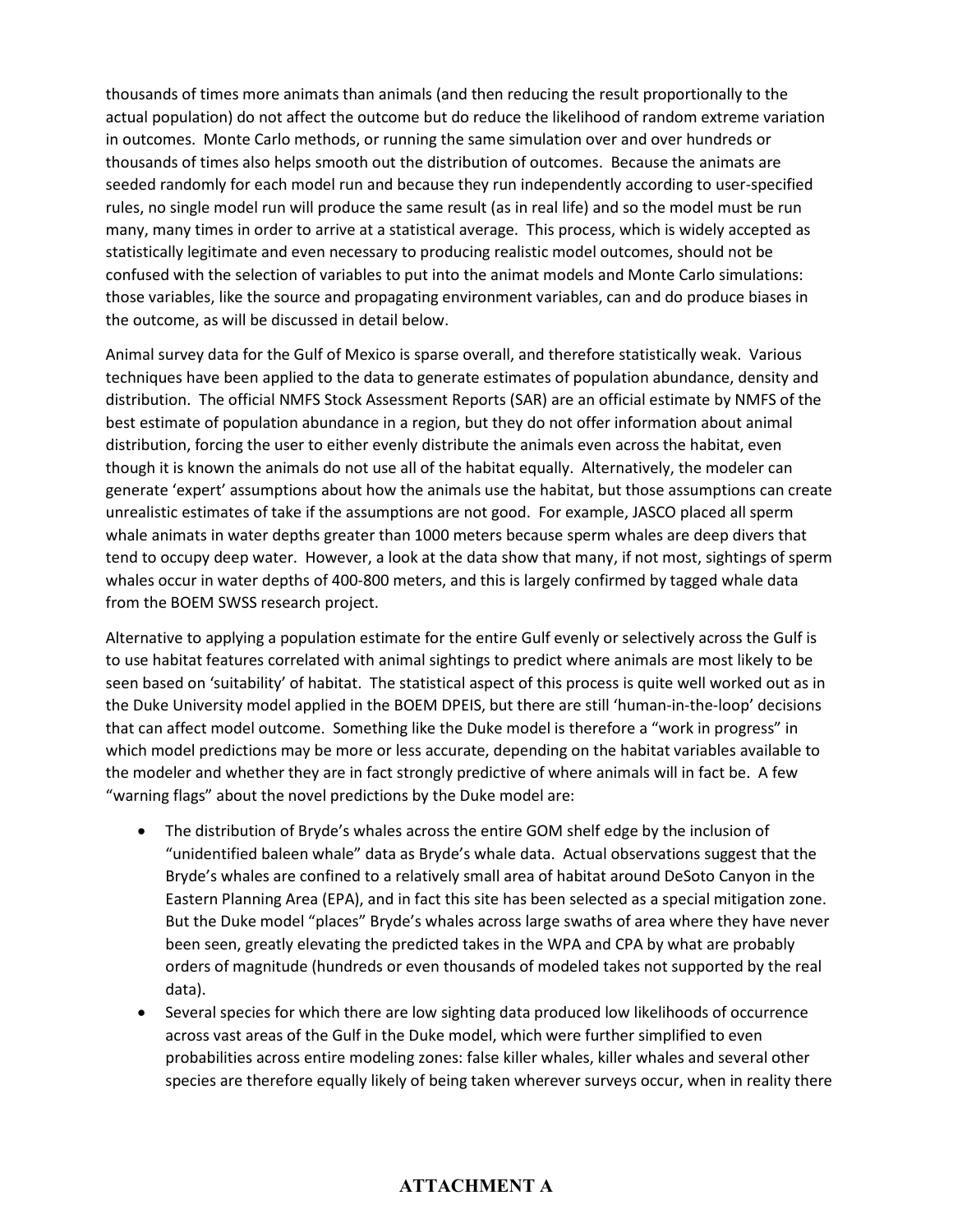thousands of times more animats than animals (and then reducing the result proportionally to the actual population) do not affect the outcome but do reduce the likelihood of random extreme variation in outcomes. Monte Carlo methods, or running the same simulation over and over hundreds or thousands of times also helps smooth out the distribution of outcomes. Because the animats are seeded randomly for each model run and because they run independently according to user-specified rules, no single model run will produce the same result (as in real life) and so the model must be run many, many times in order to arrive at a statistical average. This process, which is widely accepted as statistically legitimate and even necessary to producing realistic model outcomes, should not be confused with the selection of variables to put into the animat models and Monte Carlo simulations: those variables, like the source and propagating environment variables, can and do produce biases in the outcome, as will be discussed in detail below.

Animal survey data for the Gulf of Mexico is sparse overall, and therefore statistically weak. Various techniques have been applied to the data to generate estimates of population abundance, density and distribution. The official NMFS Stock Assessment Reports (SAR) are an official estimate by NMFS of the best estimate of population abundance in a region, but they do not offer information about animal distribution, forcing the user to either evenly distribute the animals even across the habitat, even though it is known the animals do not use all of the habitat equally. Alternatively, the modeler can generate 'expert' assumptions about how the animals use the habitat, but those assumptions can create unrealistic estimates of take if the assumptions are not good. For example, JASCO placed all sperm whale animats in water depths greater than 1000 meters because sperm whales are deep divers that tend to occupy deep water. However, a look at the data show that many, if not most, sightings of sperm whales occur in water depths of 400-800 meters, and this is largely confirmed by tagged whale data from the BOEM SWSS research project.

Alternative to applying a population estimate for the entire Gulf evenly or selectively across the Gulf is to use habitat features correlated with animal sightings to predict where animals are most likely to be seen based on 'suitability' of habitat. The statistical aspect of this process is quite well worked out as in the Duke University model applied in the BOEM DPEIS, but there are still 'human-in-the-loop' decisions that can affect model outcome. Something like the Duke model is therefore a "work in progress" in which model predictions may be more or less accurate, depending on the habitat variables available to the modeler and whether they are in fact strongly predictive of where animals will in fact be. A few "warning flags" about the novel predictions by the Duke model are:

- The distribution of Bryde's whales across the entire GOM shelf edge by the inclusion of "unidentified baleen whale" data as Bryde's whale data. Actual observations suggest that the Bryde's whales are confined to a relatively small area of habitat around DeSoto Canyon in the Eastern Planning Area (EPA), and in fact this site has been selected as a special mitigation zone. But the Duke model "places" Bryde's whales across large swaths of area where they have never been seen, greatly elevating the predicted takes in the WPA and CPA by what are probably orders of magnitude (hundreds or even thousands of modeled takes not supported by the real data).
- Several species for which there are low sighting data produced low likelihoods of occurrence across vast areas of the Gulf in the Duke model, which were further simplified to even probabilities across entire modeling zones: false killer whales, killer whales and several other species are therefore equally likely of being taken wherever surveys occur, when in reality there

**ATTACHMENT A**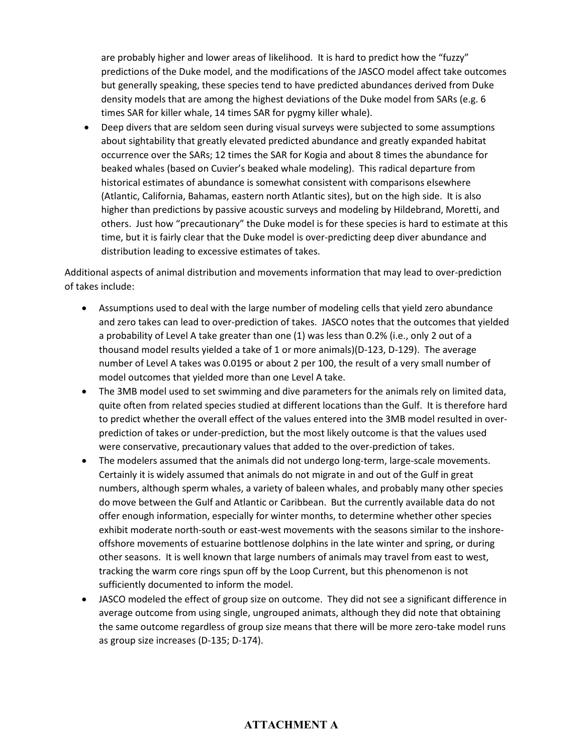are probably higher and lower areas of likelihood. It is hard to predict how the "fuzzy" predictions of the Duke model, and the modifications of the JASCO model affect take outcomes but generally speaking, these species tend to have predicted abundances derived from Duke density models that are among the highest deviations of the Duke model from SARs (e.g. 6 times SAR for killer whale, 14 times SAR for pygmy killer whale).

- Deep divers that are seldom seen during visual surveys were subjected to some assumptions about sightability that greatly elevated predicted abundance and greatly expanded habitat occurrence over the SARs; 12 times the SAR for Kogia and about 8 times the abundance for beaked whales (based on Cuvier's beaked whale modeling). This radical departure from historical estimates of abundance is somewhat consistent with comparisons elsewhere (Atlantic, California, Bahamas, eastern north Atlantic sites), but on the high side. It is also higher than predictions by passive acoustic surveys and modeling by Hildebrand, Moretti, and others. Just how "precautionary" the Duke model is for these species is hard to estimate at this time, but it is fairly clear that the Duke model is over-predicting deep diver abundance and distribution leading to excessive estimates of takes.

Additional aspects of animal distribution and movements information that may lead to over-prediction of takes include:

- Assumptions used to deal with the large number of modeling cells that yield zero abundance and zero takes can lead to over-prediction of takes. JASCO notes that the outcomes that yielded a probability of Level A take greater than one (1) was less than 0.2% (i.e., only 2 out of a thousand model results yielded a take of 1 or more animals)(D-123, D-129). The average number of Level A takes was 0.0195 or about 2 per 100, the result of a very small number of model outcomes that yielded more than one Level A take.
- The 3MB model used to set swimming and dive parameters for the animals rely on limited data, quite often from related species studied at different locations than the Gulf. It is therefore hard to predict whether the overall effect of the values entered into the 3MB model resulted in over-prediction of takes or under-prediction, but the most likely outcome is that the values used were conservative, precautionary values that added to the over-prediction of takes.
- The modelers assumed that the animals did not undergo long-term, large-scale movements. Certainly it is widely assumed that animals do not migrate in and out of the Gulf in great numbers, although sperm whales, a variety of baleen whales, and probably many other species do move between the Gulf and Atlantic or Caribbean. But the currently available data do not offer enough information, especially for winter months, to determine whether other species exhibit moderate north-south or east-west movements with the seasons similar to the inshore-offshore movements of estuarine bottlenose dolphins in the late winter and spring, or during other seasons. It is well known that large numbers of animals may travel from east to west, tracking the warm core rings spun off by the Loop Current, but this phenomenon is not sufficiently documented to inform the model.
- JASCO modeled the effect of group size on outcome. They did not see a significant difference in average outcome from using single, ungrouped animats, although they did note that obtaining the same outcome regardless of group size means that there will be more zero-take model runs as group size increases (D-135; D-174).

**ATTACHMENT A**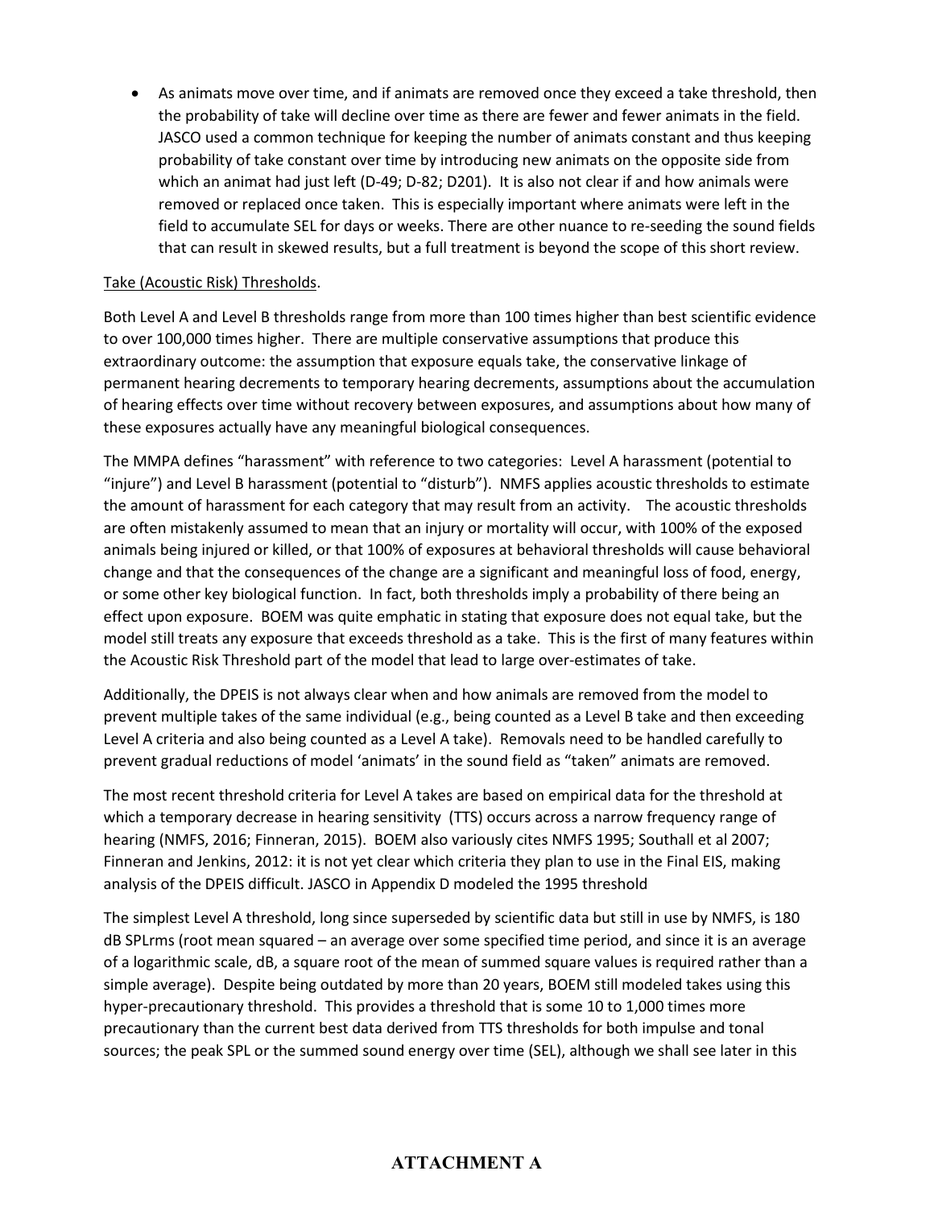- As animats move over time, and if animats are removed once they exceed a take threshold, then the probability of take will decline over time as there are fewer and fewer animats in the field. JASCO used a common technique for keeping the number of animats constant and thus keeping probability of take constant over time by introducing new animats on the opposite side from which an animat had just left (D-49; D-82; D201). It is also not clear if and how animals were removed or replaced once taken. This is especially important where animats were left in the field to accumulate SEL for days or weeks. There are other nuance to re-seeding the sound fields that can result in skewed results, but a full treatment is beyond the scope of this short review.

Take (Acoustic Risk) Thresholds.

Both Level A and Level B thresholds range from more than 100 times higher than best scientific evidence to over 100,000 times higher. There are multiple conservative assumptions that produce this extraordinary outcome: the assumption that exposure equals take, the conservative linkage of permanent hearing decrements to temporary hearing decrements, assumptions about the accumulation of hearing effects over time without recovery between exposures, and assumptions about how many of these exposures actually have any meaningful biological consequences.

The MMPA defines "harassment" with reference to two categories: Level A harassment (potential to "injure") and Level B harassment (potential to "disturb"). NMFS applies acoustic thresholds to estimate the amount of harassment for each category that may result from an activity. The acoustic thresholds are often mistakenly assumed to mean that an injury or mortality will occur, with 100% of the exposed animals being injured or killed, or that 100% of exposures at behavioral thresholds will cause behavioral change and that the consequences of the change are a significant and meaningful loss of food, energy, or some other key biological function. In fact, both thresholds imply a probability of there being an effect upon exposure. BOEM was quite emphatic in stating that exposure does not equal take, but the model still treats any exposure that exceeds threshold as a take. This is the first of many features within the Acoustic Risk Threshold part of the model that lead to large over-estimates of take.

Additionally, the DPEIS is not always clear when and how animals are removed from the model to prevent multiple takes of the same individual (e.g., being counted as a Level B take and then exceeding Level A criteria and also being counted as a Level A take). Removals need to be handled carefully to prevent gradual reductions of model 'animats' in the sound field as "taken" animats are removed.

The most recent threshold criteria for Level A takes are based on empirical data for the threshold at which a temporary decrease in hearing sensitivity (TTS) occurs across a narrow frequency range of hearing (NMFS, 2016; Finneran, 2015). BOEM also variously cites NMFS 1995; Southall et al 2007; Finneran and Jenkins, 2012: it is not yet clear which criteria they plan to use in the Final EIS, making analysis of the DPEIS difficult. JASCO in Appendix D modeled the 1995 threshold

The simplest Level A threshold, long since superseded by scientific data but still in use by NMFS, is 180 dB SPLrms (root mean squared – an average over some specified time period, and since it is an average of a logarithmic scale, dB, a square root of the mean of summed square values is required rather than a simple average). Despite being outdated by more than 20 years, BOEM still modeled takes using this hyper-precautionary threshold. This provides a threshold that is some 10 to 1,000 times more precautionary than the current best data derived from TTS thresholds for both impulse and tonal sources; the peak SPL or the summed sound energy over time (SEL), although we shall see later in this

**ATTACHMENT A**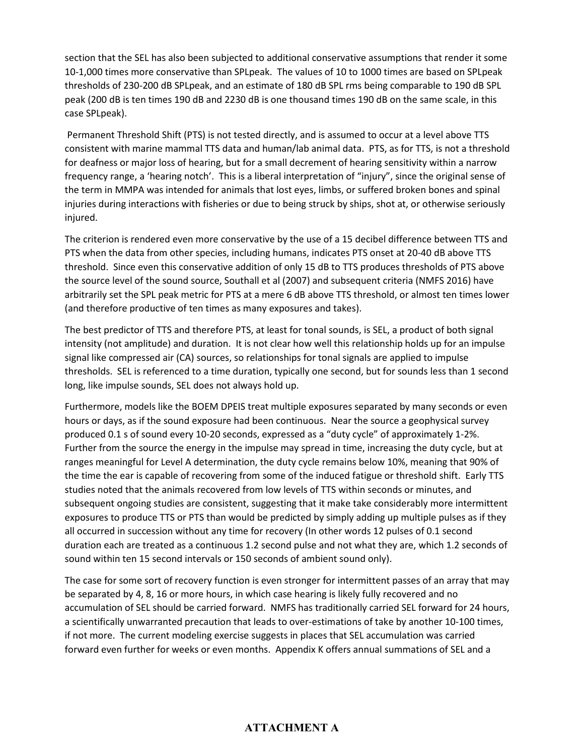section that the SEL has also been subjected to additional conservative assumptions that render it some 10-1,000 times more conservative than SPLpeak. The values of 10 to 1000 times are based on SPLpeak thresholds of 230-200 dB SPLpeak, and an estimate of 180 dB SPL rms being comparable to 190 dB SPL peak (200 dB is ten times 190 dB and 2230 dB is one thousand times 190 dB on the same scale, in this case SPLpeak).

Permanent Threshold Shift (PTS) is not tested directly, and is assumed to occur at a level above TTS consistent with marine mammal TTS data and human/lab animal data. PTS, as for TTS, is not a threshold for deafness or major loss of hearing, but for a small decrement of hearing sensitivity within a narrow frequency range, a 'hearing notch'. This is a liberal interpretation of "injury", since the original sense of the term in MMPA was intended for animals that lost eyes, limbs, or suffered broken bones and spinal injuries during interactions with fisheries or due to being struck by ships, shot at, or otherwise seriously injured.

The criterion is rendered even more conservative by the use of a 15 decibel difference between TTS and PTS when the data from other species, including humans, indicates PTS onset at 20-40 dB above TTS threshold. Since even this conservative addition of only 15 dB to TTS produces thresholds of PTS above the source level of the sound source, Southall et al (2007) and subsequent criteria (NMFS 2016) have arbitrarily set the SPL peak metric for PTS at a mere 6 dB above TTS threshold, or almost ten times lower (and therefore productive of ten times as many exposures and takes).

The best predictor of TTS and therefore PTS, at least for tonal sounds, is SEL, a product of both signal intensity (not amplitude) and duration. It is not clear how well this relationship holds up for an impulse signal like compressed air (CA) sources, so relationships for tonal signals are applied to impulse thresholds. SEL is referenced to a time duration, typically one second, but for sounds less than 1 second long, like impulse sounds, SEL does not always hold up.

Furthermore, models like the BOEM DPEIS treat multiple exposures separated by many seconds or even hours or days, as if the sound exposure had been continuous. Near the source a geophysical survey produced 0.1 s of sound every 10-20 seconds, expressed as a "duty cycle" of approximately 1-2%. Further from the source the energy in the impulse may spread in time, increasing the duty cycle, but at ranges meaningful for Level A determination, the duty cycle remains below 10%, meaning that 90% of the time the ear is capable of recovering from some of the induced fatigue or threshold shift. Early TTS studies noted that the animals recovered from low levels of TTS within seconds or minutes, and subsequent ongoing studies are consistent, suggesting that it make take considerably more intermittent exposures to produce TTS or PTS than would be predicted by simply adding up multiple pulses as if they all occurred in succession without any time for recovery (In other words 12 pulses of 0.1 second duration each are treated as a continuous 1.2 second pulse and not what they are, which 1.2 seconds of sound within ten 15 second intervals or 150 seconds of ambient sound only).

The case for some sort of recovery function is even stronger for intermittent passes of an array that may be separated by 4, 8, 16 or more hours, in which case hearing is likely fully recovered and no accumulation of SEL should be carried forward. NMFS has traditionally carried SEL forward for 24 hours, a scientifically unwarranted precaution that leads to over-estimations of take by another 10-100 times, if not more. The current modeling exercise suggests in places that SEL accumulation was carried forward even further for weeks or even months. Appendix K offers annual summations of SEL and a

**ATTACHMENT A**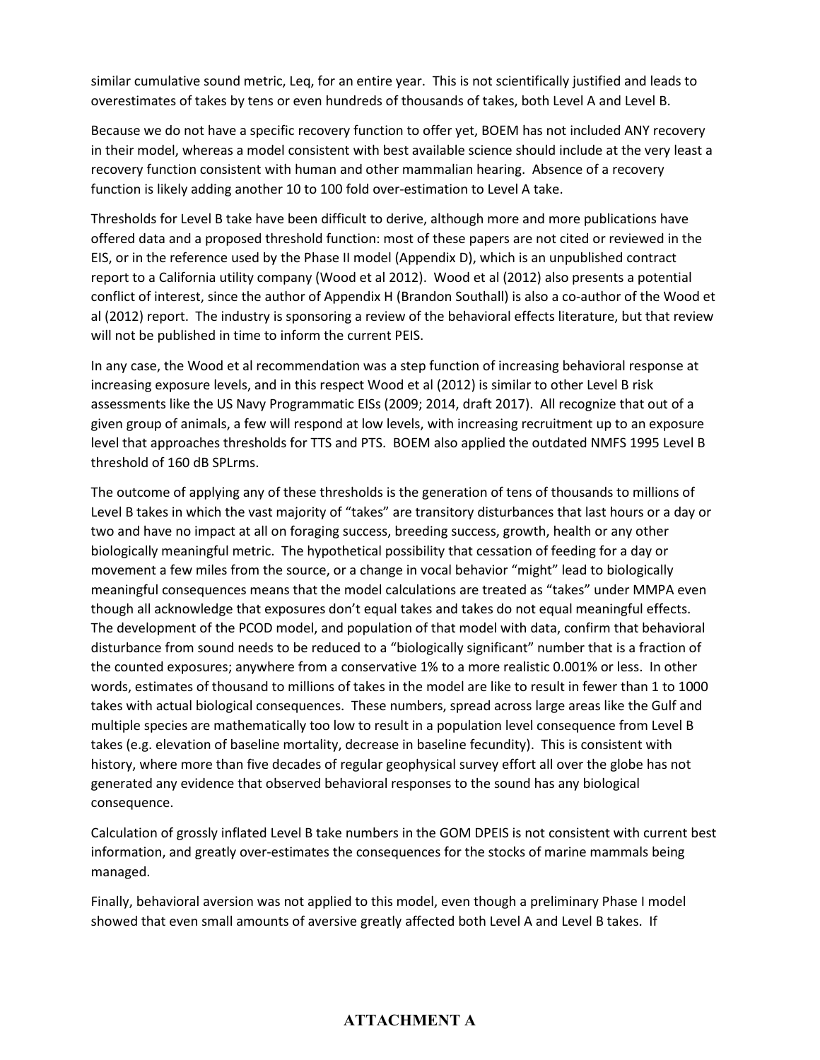similar cumulative sound metric, Leq, for an entire year. This is not scientifically justified and leads to overestimates of takes by tens or even hundreds of thousands of takes, both Level A and Level B.

Because we do not have a specific recovery function to offer yet, BOEM has not included ANY recovery in their model, whereas a model consistent with best available science should include at the very least a recovery function consistent with human and other mammalian hearing. Absence of a recovery function is likely adding another 10 to 100 fold over-estimation to Level A take.

Thresholds for Level B take have been difficult to derive, although more and more publications have offered data and a proposed threshold function: most of these papers are not cited or reviewed in the EIS, or in the reference used by the Phase II model (Appendix D), which is an unpublished contract report to a California utility company (Wood et al 2012). Wood et al (2012) also presents a potential conflict of interest, since the author of Appendix H (Brandon Southall) is also a co-author of the Wood et al (2012) report. The industry is sponsoring a review of the behavioral effects literature, but that review will not be published in time to inform the current PEIS.

In any case, the Wood et al recommendation was a step function of increasing behavioral response at increasing exposure levels, and in this respect Wood et al (2012) is similar to other Level B risk assessments like the US Navy Programmatic EISs (2009; 2014, draft 2017). All recognize that out of a given group of animals, a few will respond at low levels, with increasing recruitment up to an exposure level that approaches thresholds for TTS and PTS. BOEM also applied the outdated NMFS 1995 Level B threshold of 160 dB SPLrms.

The outcome of applying any of these thresholds is the generation of tens of thousands to millions of Level B takes in which the vast majority of "takes" are transitory disturbances that last hours or a day or two and have no impact at all on foraging success, breeding success, growth, health or any other biologically meaningful metric. The hypothetical possibility that cessation of feeding for a day or movement a few miles from the source, or a change in vocal behavior "might" lead to biologically meaningful consequences means that the model calculations are treated as "takes" under MMPA even though all acknowledge that exposures don't equal takes and takes do not equal meaningful effects. The development of the PCOD model, and population of that model with data, confirm that behavioral disturbance from sound needs to be reduced to a "biologically significant" number that is a fraction of the counted exposures; anywhere from a conservative 1% to a more realistic 0.001% or less. In other words, estimates of thousand to millions of takes in the model are like to result in fewer than 1 to 1000 takes with actual biological consequences. These numbers, spread across large areas like the Gulf and multiple species are mathematically too low to result in a population level consequence from Level B takes (e.g. elevation of baseline mortality, decrease in baseline fecundity). This is consistent with history, where more than five decades of regular geophysical survey effort all over the globe has not generated any evidence that observed behavioral responses to the sound has any biological consequence.

Calculation of grossly inflated Level B take numbers in the GOM DPEIS is not consistent with current best information, and greatly over-estimates the consequences for the stocks of marine mammals being managed.

Finally, behavioral aversion was not applied to this model, even though a preliminary Phase I model showed that even small amounts of aversive greatly affected both Level A and Level B takes. If

**ATTACHMENT A**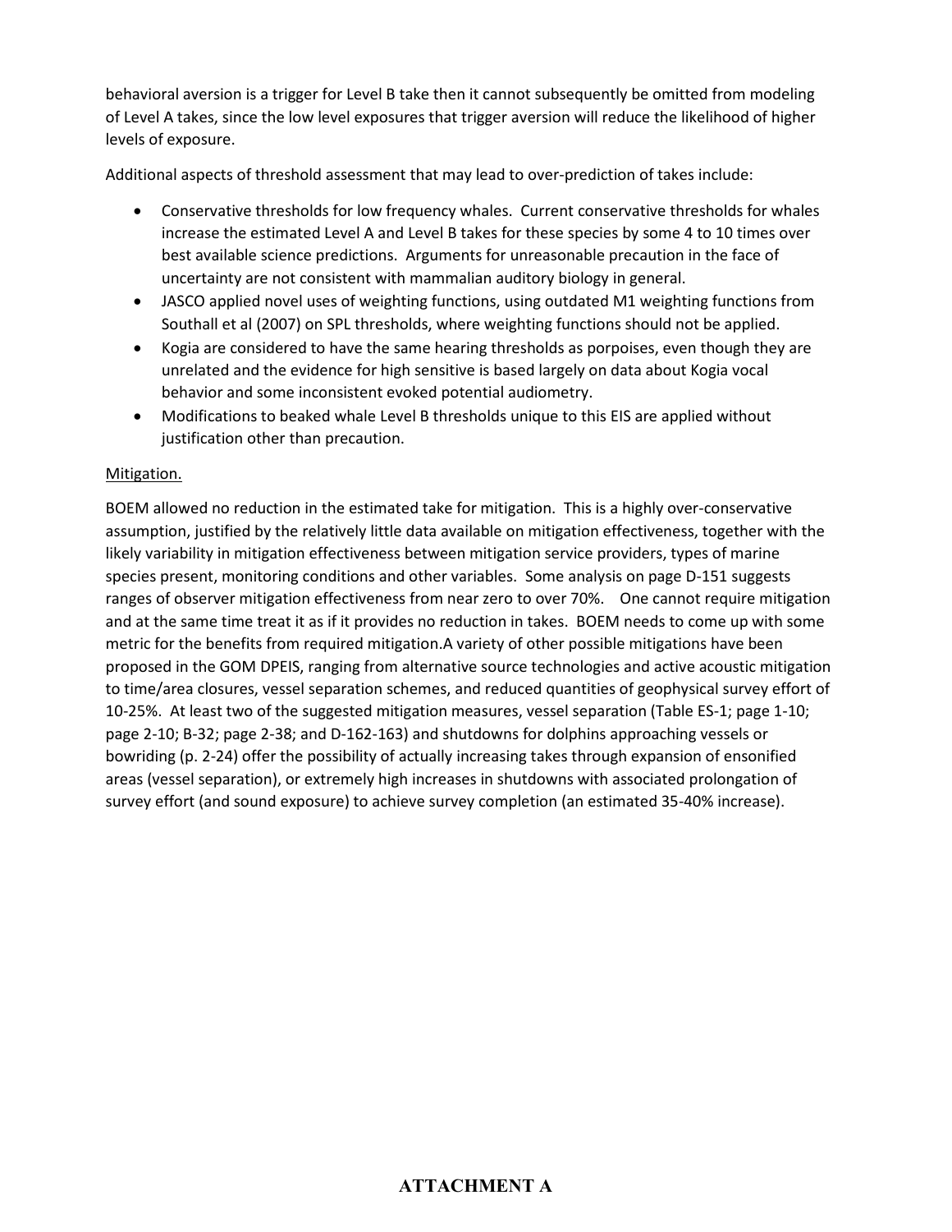behavioral aversion is a trigger for Level B take then it cannot subsequently be omitted from modeling of Level A takes, since the low level exposures that trigger aversion will reduce the likelihood of higher levels of exposure.

Additional aspects of threshold assessment that may lead to over-prediction of takes include:

- Conservative thresholds for low frequency whales. Current conservative thresholds for whales increase the estimated Level A and Level B takes for these species by some 4 to 10 times over best available science predictions. Arguments for unreasonable precaution in the face of uncertainty are not consistent with mammalian auditory biology in general.
- JASCO applied novel uses of weighting functions, using outdated M1 weighting functions from Southall et al (2007) on SPL thresholds, where weighting functions should not be applied.
- Kogia are considered to have the same hearing thresholds as porpoises, even though they are unrelated and the evidence for high sensitive is based largely on data about Kogia vocal behavior and some inconsistent evoked potential audiometry.
- Modifications to beaked whale Level B thresholds unique to this EIS are applied without justification other than precaution.

Mitigation.

BOEM allowed no reduction in the estimated take for mitigation. This is a highly over-conservative assumption, justified by the relatively little data available on mitigation effectiveness, together with the likely variability in mitigation effectiveness between mitigation service providers, types of marine species present, monitoring conditions and other variables. Some analysis on page D-151 suggests ranges of observer mitigation effectiveness from near zero to over 70%. One cannot require mitigation and at the same time treat it as if it provides no reduction in takes. BOEM needs to come up with some metric for the benefits from required mitigation.A variety of other possible mitigations have been proposed in the GOM DPEIS, ranging from alternative source technologies and active acoustic mitigation to time/area closures, vessel separation schemes, and reduced quantities of geophysical survey effort of 10-25%. At least two of the suggested mitigation measures, vessel separation (Table ES-1; page 1-10; page 2-10; B-32; page 2-38; and D-162-163) and shutdowns for dolphins approaching vessels or bowriding (p. 2-24) offer the possibility of actually increasing takes through expansion of ensonified areas (vessel separation), or extremely high increases in shutdowns with associated prolongation of survey effort (and sound exposure) to achieve survey completion (an estimated 35-40% increase).

**ATTACHMENT A**